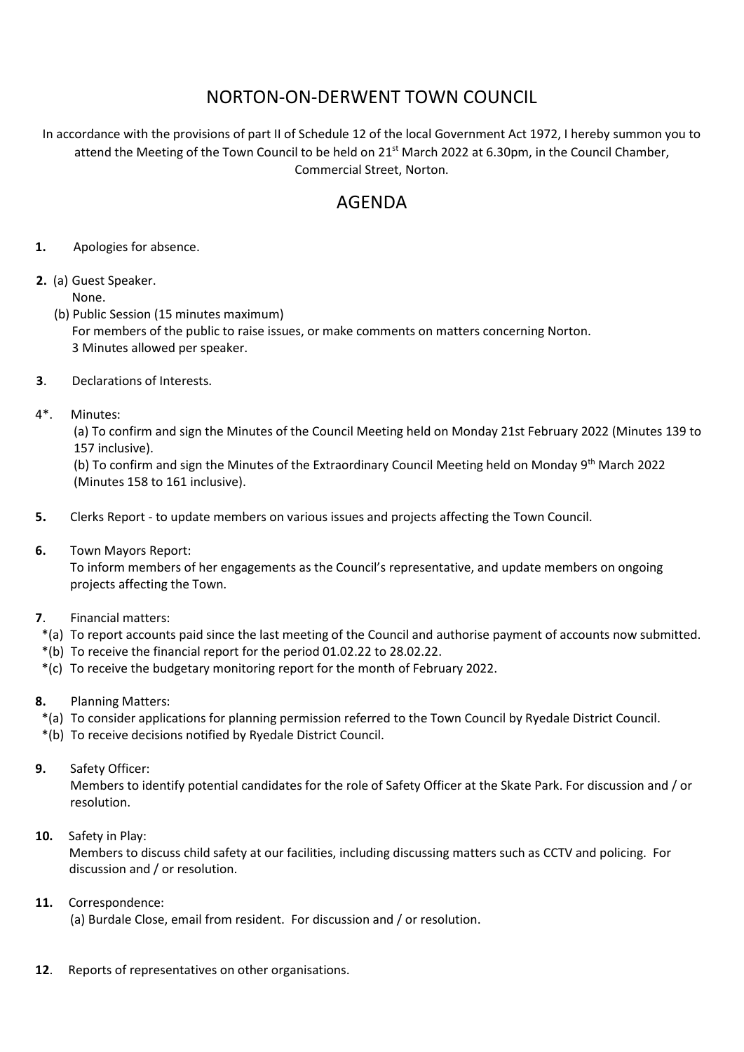# NORTON-ON-DERWENT TOWN COUNCIL

In accordance with the provisions of part II of Schedule 12 of the local Government Act 1972, I hereby summon you to attend the Meeting of the Town Council to be held on 21st March 2022 at 6.30pm, in the Council Chamber, Commercial Street, Norton.

## AGENDA

**1.** Apologies for absence.

**2.** (a) Guest Speaker.
None.

(b) Public Session (15 minutes maximum)
For members of the public to raise issues, or make comments on matters concerning Norton.
3 Minutes allowed per speaker.

**3**. Declarations of Interests.

4*. Minutes:
(a) To confirm and sign the Minutes of the Council Meeting held on Monday 21st February 2022 (Minutes 139 to 157 inclusive).
(b) To confirm and sign the Minutes of the Extraordinary Council Meeting held on Monday 9th March 2022 (Minutes 158 to 161 inclusive).

**5.** Clerks Report - to update members on various issues and projects affecting the Town Council.

**6.** Town Mayors Report:
To inform members of her engagements as the Council's representative, and update members on ongoing projects affecting the Town.

**7**. Financial matters:
*(a) To report accounts paid since the last meeting of the Council and authorise payment of accounts now submitted.
*(b) To receive the financial report for the period 01.02.22 to 28.02.22.
*(c) To receive the budgetary monitoring report for the month of February 2022.

**8.** Planning Matters:
*(a) To consider applications for planning permission referred to the Town Council by Ryedale District Council.
*(b) To receive decisions notified by Ryedale District Council.

**9.** Safety Officer:
Members to identify potential candidates for the role of Safety Officer at the Skate Park. For discussion and / or resolution.

**10.** Safety in Play:
Members to discuss child safety at our facilities, including discussing matters such as CCTV and policing. For discussion and / or resolution.

**11.** Correspondence:
(a) Burdale Close, email from resident. For discussion and / or resolution.

**12**. Reports of representatives on other organisations.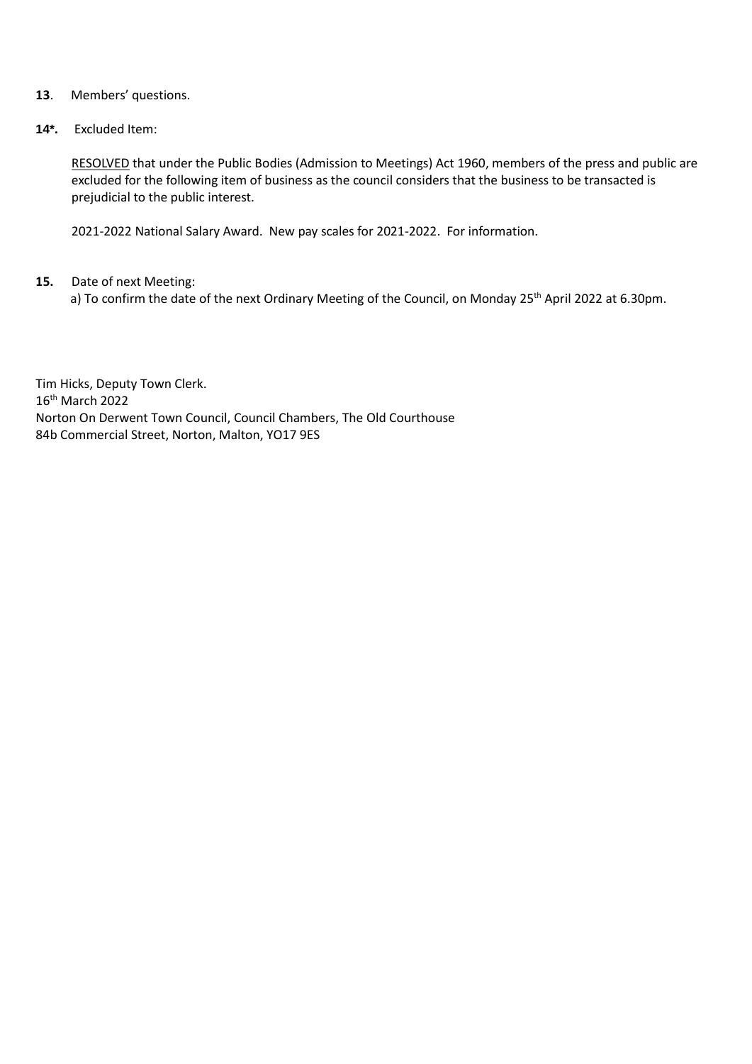**13**. Members' questions.

**14*.** Excluded Item:

RESOLVED that under the Public Bodies (Admission to Meetings) Act 1960, members of the press and public are excluded for the following item of business as the council considers that the business to be transacted is prejudicial to the public interest.

2021-2022 National Salary Award. New pay scales for 2021-2022. For information.

**15.** Date of next Meeting:

a) To confirm the date of the next Ordinary Meeting of the Council, on Monday 25th April 2022 at 6.30pm.

Tim Hicks, Deputy Town Clerk.  
16th March 2022  
Norton On Derwent Town Council, Council Chambers, The Old Courthouse  
84b Commercial Street, Norton, Malton, YO17 9ES